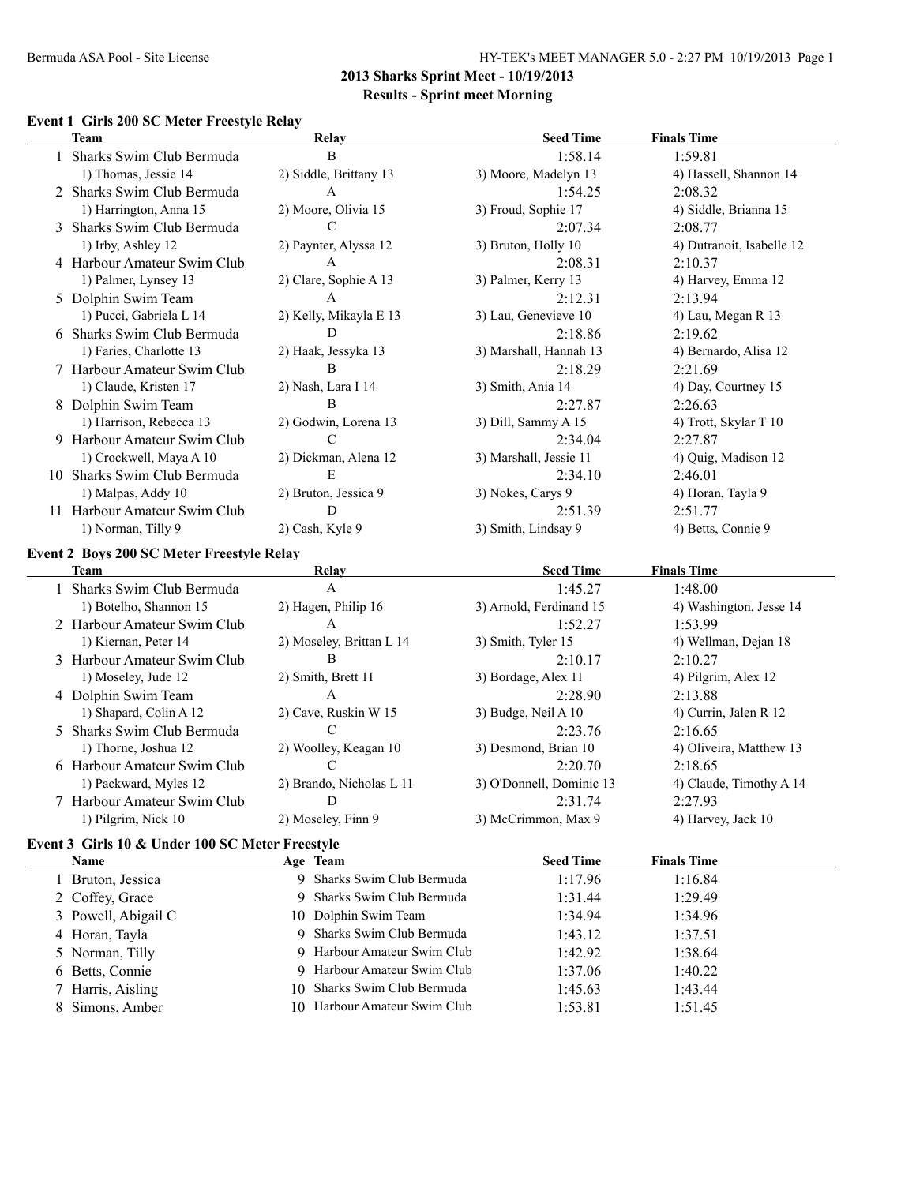## 2013 Sharks Sprint Meet - 10/19/2013

### Results - Sprint meet Morning

### Event 1 Girls 200 SC Meter Freestyle Relay

| | Team | Relay | Seed Time | Finals Time |
|---|---|---|---|---|
| 1 | Sharks Swim Club Bermuda | B | 1:58.14 | 1:59.81 |
| | 1) Thomas, Jessie 14 | 2) Siddle, Brittany 13 | 3) Moore, Madelyn 13 | 4) Hassell, Shannon 14 |
| 2 | Sharks Swim Club Bermuda | A | 1:54.25 | 2:08.32 |
| | 1) Harrington, Anna 15 | 2) Moore, Olivia 15 | 3) Froud, Sophie 17 | 4) Siddle, Brianna 15 |
| 3 | Sharks Swim Club Bermuda | C | 2:07.34 | 2:08.77 |
| | 1) Irby, Ashley 12 | 2) Paynter, Alyssa 12 | 3) Bruton, Holly 10 | 4) Dutranoit, Isabelle 12 |
| 4 | Harbour Amateur Swim Club | A | 2:08.31 | 2:10.37 |
| | 1) Palmer, Lynsey 13 | 2) Clare, Sophie A 13 | 3) Palmer, Kerry 13 | 4) Harvey, Emma 12 |
| 5 | Dolphin Swim Team | A | 2:12.31 | 2:13.94 |
| | 1) Pucci, Gabriela L 14 | 2) Kelly, Mikayla E 13 | 3) Lau, Genevieve 10 | 4) Lau, Megan R 13 |
| 6 | Sharks Swim Club Bermuda | D | 2:18.86 | 2:19.62 |
| | 1) Faries, Charlotte 13 | 2) Haak, Jessyka 13 | 3) Marshall, Hannah 13 | 4) Bernardo, Alisa 12 |
| 7 | Harbour Amateur Swim Club | B | 2:18.29 | 2:21.69 |
| | 1) Claude, Kristen 17 | 2) Nash, Lara I 14 | 3) Smith, Ania 14 | 4) Day, Courtney 15 |
| 8 | Dolphin Swim Team | B | 2:27.87 | 2:26.63 |
| | 1) Harrison, Rebecca 13 | 2) Godwin, Lorena 13 | 3) Dill, Sammy A 15 | 4) Trott, Skylar T 10 |
| 9 | Harbour Amateur Swim Club | C | 2:34.04 | 2:27.87 |
| | 1) Crockwell, Maya A 10 | 2) Dickman, Alena 12 | 3) Marshall, Jessie 11 | 4) Quig, Madison 12 |
| 10 | Sharks Swim Club Bermuda | E | 2:34.10 | 2:46.01 |
| | 1) Malpas, Addy 10 | 2) Bruton, Jessica 9 | 3) Nokes, Carys 9 | 4) Horan, Tayla 9 |
| 11 | Harbour Amateur Swim Club | D | 2:51.39 | 2:51.77 |
| | 1) Norman, Tilly 9 | 2) Cash, Kyle 9 | 3) Smith, Lindsay 9 | 4) Betts, Connie 9 |

### Event 2 Boys 200 SC Meter Freestyle Relay

| | Team | Relay | Seed Time | Finals Time |
|---|---|---|---|---|
| 1 | Sharks Swim Club Bermuda | A | 1:45.27 | 1:48.00 |
| | 1) Botelho, Shannon 15 | 2) Hagen, Philip 16 | 3) Arnold, Ferdinand 15 | 4) Washington, Jesse 14 |
| 2 | Harbour Amateur Swim Club | A | 1:52.27 | 1:53.99 |
| | 1) Kiernan, Peter 14 | 2) Moseley, Brittan L 14 | 3) Smith, Tyler 15 | 4) Wellman, Dejan 18 |
| 3 | Harbour Amateur Swim Club | B | 2:10.17 | 2:10.27 |
| | 1) Moseley, Jude 12 | 2) Smith, Brett 11 | 3) Bordage, Alex 11 | 4) Pilgrim, Alex 12 |
| 4 | Dolphin Swim Team | A | 2:28.90 | 2:13.88 |
| | 1) Shapard, Colin A 12 | 2) Cave, Ruskin W 15 | 3) Budge, Neil A 10 | 4) Currin, Jalen R 12 |
| 5 | Sharks Swim Club Bermuda | C | 2:23.76 | 2:16.65 |
| | 1) Thorne, Joshua 12 | 2) Woolley, Keagan 10 | 3) Desmond, Brian 10 | 4) Oliveira, Matthew 13 |
| 6 | Harbour Amateur Swim Club | C | 2:20.70 | 2:18.65 |
| | 1) Packward, Myles 12 | 2) Brando, Nicholas L 11 | 3) O'Donnell, Dominic 13 | 4) Claude, Timothy A 14 |
| 7 | Harbour Amateur Swim Club | D | 2:31.74 | 2:27.93 |
| | 1) Pilgrim, Nick 10 | 2) Moseley, Finn 9 | 3) McCrimmon, Max 9 | 4) Harvey, Jack 10 |

### Event 3 Girls 10 & Under 100 SC Meter Freestyle

| | Name | Age | Team | Seed Time | Finals Time |
|---|---|---|---|---|---|
| 1 | Bruton, Jessica | 9 | Sharks Swim Club Bermuda | 1:17.96 | 1:16.84 |
| 2 | Coffey, Grace | 9 | Sharks Swim Club Bermuda | 1:31.44 | 1:29.49 |
| 3 | Powell, Abigail C | 10 | Dolphin Swim Team | 1:34.94 | 1:34.96 |
| 4 | Horan, Tayla | 9 | Sharks Swim Club Bermuda | 1:43.12 | 1:37.51 |
| 5 | Norman, Tilly | 9 | Harbour Amateur Swim Club | 1:42.92 | 1:38.64 |
| 6 | Betts, Connie | 9 | Harbour Amateur Swim Club | 1:37.06 | 1:40.22 |
| 7 | Harris, Aisling | 10 | Sharks Swim Club Bermuda | 1:45.63 | 1:43.44 |
| 8 | Simons, Amber | 10 | Harbour Amateur Swim Club | 1:53.81 | 1:51.45 |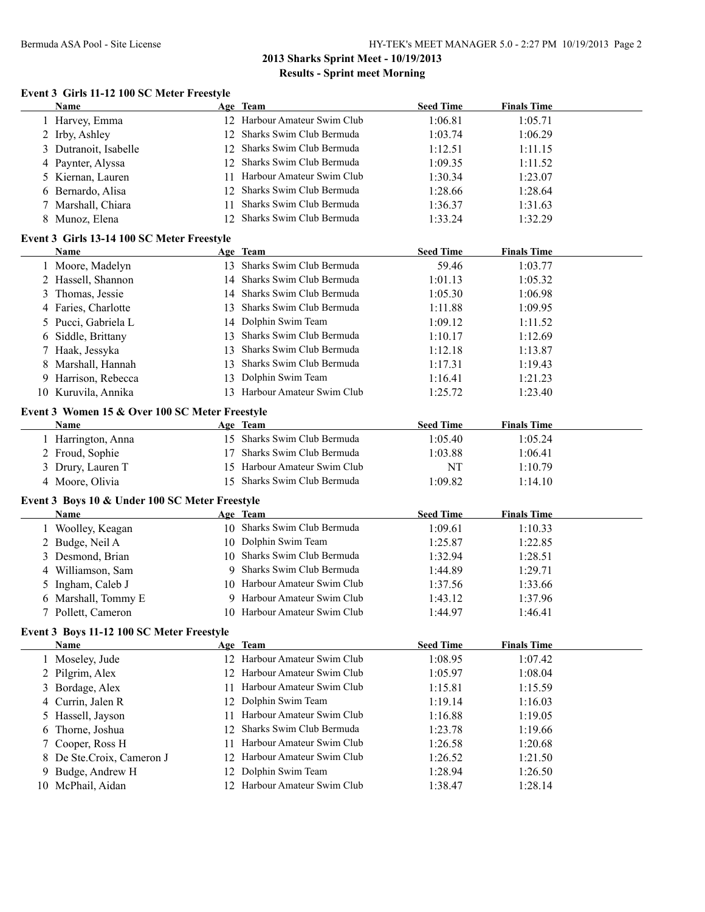## 2013 Sharks Sprint Meet - 10/19/2013
## Results - Sprint meet Morning

### Event 3 Girls 11-12 100 SC Meter Freestyle

| | Name | Age | Team | Seed Time | Finals Time |
|---|---|---|---|---|---|
| 1 | Harvey, Emma | 12 | Harbour Amateur Swim Club | 1:06.81 | 1:05.71 |
| 2 | Irby, Ashley | 12 | Sharks Swim Club Bermuda | 1:03.74 | 1:06.29 |
| 3 | Dutranoit, Isabelle | 12 | Sharks Swim Club Bermuda | 1:12.51 | 1:11.15 |
| 4 | Paynter, Alyssa | 12 | Sharks Swim Club Bermuda | 1:09.35 | 1:11.52 |
| 5 | Kiernan, Lauren | 11 | Harbour Amateur Swim Club | 1:30.34 | 1:23.07 |
| 6 | Bernardo, Alisa | 12 | Sharks Swim Club Bermuda | 1:28.66 | 1:28.64 |
| 7 | Marshall, Chiara | 11 | Sharks Swim Club Bermuda | 1:36.37 | 1:31.63 |
| 8 | Munoz, Elena | 12 | Sharks Swim Club Bermuda | 1:33.24 | 1:32.29 |

### Event 3 Girls 13-14 100 SC Meter Freestyle

| | Name | Age | Team | Seed Time | Finals Time |
|---|---|---|---|---|---|
| 1 | Moore, Madelyn | 13 | Sharks Swim Club Bermuda | 59.46 | 1:03.77 |
| 2 | Hassell, Shannon | 14 | Sharks Swim Club Bermuda | 1:01.13 | 1:05.32 |
| 3 | Thomas, Jessie | 14 | Sharks Swim Club Bermuda | 1:05.30 | 1:06.98 |
| 4 | Faries, Charlotte | 13 | Sharks Swim Club Bermuda | 1:11.88 | 1:09.95 |
| 5 | Pucci, Gabriela L | 14 | Dolphin Swim Team | 1:09.12 | 1:11.52 |
| 6 | Siddle, Brittany | 13 | Sharks Swim Club Bermuda | 1:10.17 | 1:12.69 |
| 7 | Haak, Jessyka | 13 | Sharks Swim Club Bermuda | 1:12.18 | 1:13.87 |
| 8 | Marshall, Hannah | 13 | Sharks Swim Club Bermuda | 1:17.31 | 1:19.43 |
| 9 | Harrison, Rebecca | 13 | Dolphin Swim Team | 1:16.41 | 1:21.23 |
| 10 | Kuruvila, Annika | 13 | Harbour Amateur Swim Club | 1:25.72 | 1:23.40 |

### Event 3 Women 15 & Over 100 SC Meter Freestyle

| | Name | Age | Team | Seed Time | Finals Time |
|---|---|---|---|---|---|
| 1 | Harrington, Anna | 15 | Sharks Swim Club Bermuda | 1:05.40 | 1:05.24 |
| 2 | Froud, Sophie | 17 | Sharks Swim Club Bermuda | 1:03.88 | 1:06.41 |
| 3 | Drury, Lauren T | 15 | Harbour Amateur Swim Club | NT | 1:10.79 |
| 4 | Moore, Olivia | 15 | Sharks Swim Club Bermuda | 1:09.82 | 1:14.10 |

### Event 3 Boys 10 & Under 100 SC Meter Freestyle

| | Name | Age | Team | Seed Time | Finals Time |
|---|---|---|---|---|---|
| 1 | Woolley, Keagan | 10 | Sharks Swim Club Bermuda | 1:09.61 | 1:10.33 |
| 2 | Budge, Neil A | 10 | Dolphin Swim Team | 1:25.87 | 1:22.85 |
| 3 | Desmond, Brian | 10 | Sharks Swim Club Bermuda | 1:32.94 | 1:28.51 |
| 4 | Williamson, Sam | 9 | Sharks Swim Club Bermuda | 1:44.89 | 1:29.71 |
| 5 | Ingham, Caleb J | 10 | Harbour Amateur Swim Club | 1:37.56 | 1:33.66 |
| 6 | Marshall, Tommy E | 9 | Harbour Amateur Swim Club | 1:43.12 | 1:37.96 |
| 7 | Pollett, Cameron | 10 | Harbour Amateur Swim Club | 1:44.97 | 1:46.41 |

### Event 3 Boys 11-12 100 SC Meter Freestyle

| | Name | Age | Team | Seed Time | Finals Time |
|---|---|---|---|---|---|
| 1 | Moseley, Jude | 12 | Harbour Amateur Swim Club | 1:08.95 | 1:07.42 |
| 2 | Pilgrim, Alex | 12 | Harbour Amateur Swim Club | 1:05.97 | 1:08.04 |
| 3 | Bordage, Alex | 11 | Harbour Amateur Swim Club | 1:15.81 | 1:15.59 |
| 4 | Currin, Jalen R | 12 | Dolphin Swim Team | 1:19.14 | 1:16.03 |
| 5 | Hassell, Jayson | 11 | Harbour Amateur Swim Club | 1:16.88 | 1:19.05 |
| 6 | Thorne, Joshua | 12 | Sharks Swim Club Bermuda | 1:23.78 | 1:19.66 |
| 7 | Cooper, Ross H | 11 | Harbour Amateur Swim Club | 1:26.58 | 1:20.68 |
| 8 | De Ste.Croix, Cameron J | 12 | Harbour Amateur Swim Club | 1:26.52 | 1:21.50 |
| 9 | Budge, Andrew H | 12 | Dolphin Swim Team | 1:28.94 | 1:26.50 |
| 10 | McPhail, Aidan | 12 | Harbour Amateur Swim Club | 1:38.47 | 1:28.14 |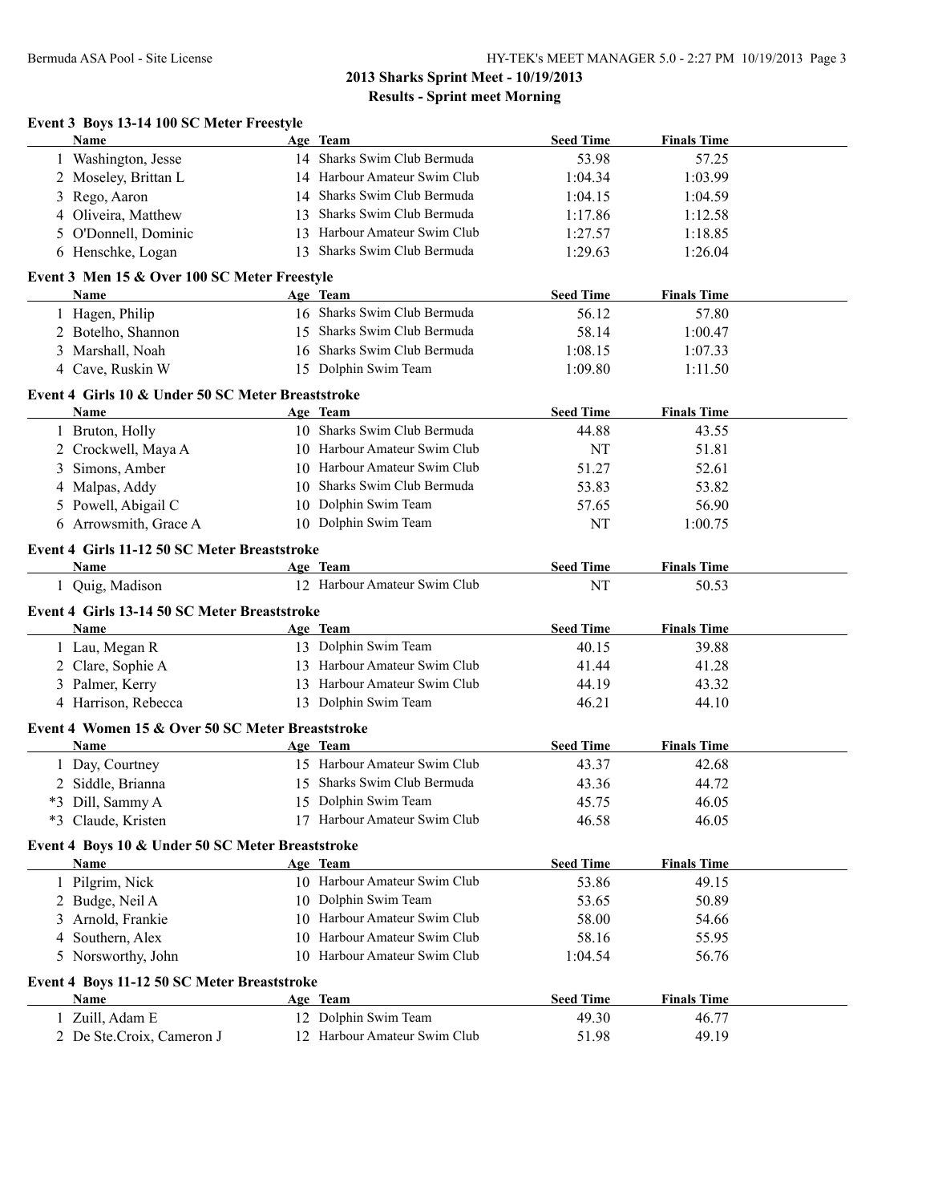## 2013 Sharks Sprint Meet - 10/19/2013
### Results - Sprint meet Morning

**Event 3 Boys 13-14 100 SC Meter Freestyle**

| | Name | Age | Team | Seed Time | Finals Time |
|---|---|---|---|---|---|
| 1 | Washington, Jesse | 14 | Sharks Swim Club Bermuda | 53.98 | 57.25 |
| 2 | Moseley, Brittan L | 14 | Harbour Amateur Swim Club | 1:04.34 | 1:03.99 |
| 3 | Rego, Aaron | 14 | Sharks Swim Club Bermuda | 1:04.15 | 1:04.59 |
| 4 | Oliveira, Matthew | 13 | Sharks Swim Club Bermuda | 1:17.86 | 1:12.58 |
| 5 | O'Donnell, Dominic | 13 | Harbour Amateur Swim Club | 1:27.57 | 1:18.85 |
| 6 | Henschke, Logan | 13 | Sharks Swim Club Bermuda | 1:29.63 | 1:26.04 |

**Event 3 Men 15 & Over 100 SC Meter Freestyle**

| | Name | Age | Team | Seed Time | Finals Time |
|---|---|---|---|---|---|
| 1 | Hagen, Philip | 16 | Sharks Swim Club Bermuda | 56.12 | 57.80 |
| 2 | Botelho, Shannon | 15 | Sharks Swim Club Bermuda | 58.14 | 1:00.47 |
| 3 | Marshall, Noah | 16 | Sharks Swim Club Bermuda | 1:08.15 | 1:07.33 |
| 4 | Cave, Ruskin W | 15 | Dolphin Swim Team | 1:09.80 | 1:11.50 |

**Event 4 Girls 10 & Under 50 SC Meter Breaststroke**

| | Name | Age | Team | Seed Time | Finals Time |
|---|---|---|---|---|---|
| 1 | Bruton, Holly | 10 | Sharks Swim Club Bermuda | 44.88 | 43.55 |
| 2 | Crockwell, Maya A | 10 | Harbour Amateur Swim Club | NT | 51.81 |
| 3 | Simons, Amber | 10 | Harbour Amateur Swim Club | 51.27 | 52.61 |
| 4 | Malpas, Addy | 10 | Sharks Swim Club Bermuda | 53.83 | 53.82 |
| 5 | Powell, Abigail C | 10 | Dolphin Swim Team | 57.65 | 56.90 |
| 6 | Arrowsmith, Grace A | 10 | Dolphin Swim Team | NT | 1:00.75 |

**Event 4 Girls 11-12 50 SC Meter Breaststroke**

| | Name | Age | Team | Seed Time | Finals Time |
|---|---|---|---|---|---|
| 1 | Quig, Madison | 12 | Harbour Amateur Swim Club | NT | 50.53 |

**Event 4 Girls 13-14 50 SC Meter Breaststroke**

| | Name | Age | Team | Seed Time | Finals Time |
|---|---|---|---|---|---|
| 1 | Lau, Megan R | 13 | Dolphin Swim Team | 40.15 | 39.88 |
| 2 | Clare, Sophie A | 13 | Harbour Amateur Swim Club | 41.44 | 41.28 |
| 3 | Palmer, Kerry | 13 | Harbour Amateur Swim Club | 44.19 | 43.32 |
| 4 | Harrison, Rebecca | 13 | Dolphin Swim Team | 46.21 | 44.10 |

**Event 4 Women 15 & Over 50 SC Meter Breaststroke**

| | Name | Age | Team | Seed Time | Finals Time |
|---|---|---|---|---|---|
| 1 | Day, Courtney | 15 | Harbour Amateur Swim Club | 43.37 | 42.68 |
| 2 | Siddle, Brianna | 15 | Sharks Swim Club Bermuda | 43.36 | 44.72 |
| *3 | Dill, Sammy A | 15 | Dolphin Swim Team | 45.75 | 46.05 |
| *3 | Claude, Kristen | 17 | Harbour Amateur Swim Club | 46.58 | 46.05 |

**Event 4 Boys 10 & Under 50 SC Meter Breaststroke**

| | Name | Age | Team | Seed Time | Finals Time |
|---|---|---|---|---|---|
| 1 | Pilgrim, Nick | 10 | Harbour Amateur Swim Club | 53.86 | 49.15 |
| 2 | Budge, Neil A | 10 | Dolphin Swim Team | 53.65 | 50.89 |
| 3 | Arnold, Frankie | 10 | Harbour Amateur Swim Club | 58.00 | 54.66 |
| 4 | Southern, Alex | 10 | Harbour Amateur Swim Club | 58.16 | 55.95 |
| 5 | Norsworthy, John | 10 | Harbour Amateur Swim Club | 1:04.54 | 56.76 |

**Event 4 Boys 11-12 50 SC Meter Breaststroke**

| | Name | Age | Team | Seed Time | Finals Time |
|---|---|---|---|---|---|
| 1 | Zuill, Adam E | 12 | Dolphin Swim Team | 49.30 | 46.77 |
| 2 | De Ste.Croix, Cameron J | 12 | Harbour Amateur Swim Club | 51.98 | 49.19 |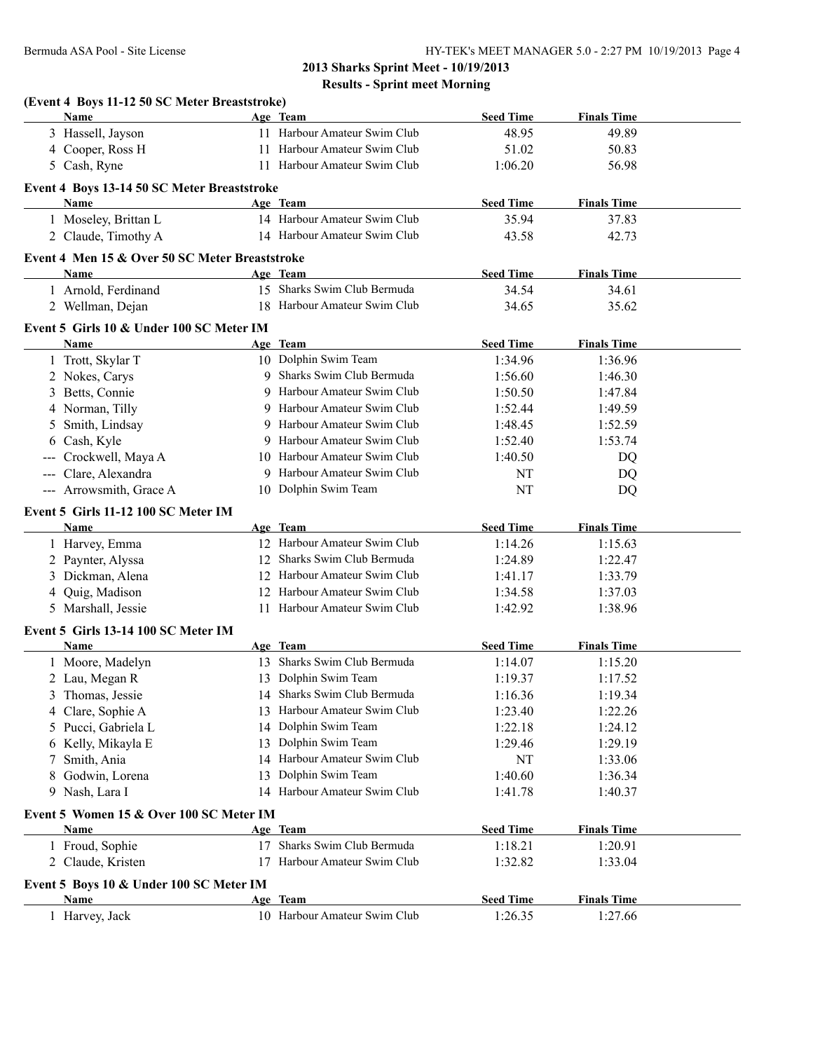## 2013 Sharks Sprint Meet - 10/19/2013

### Results - Sprint meet Morning

**(Event 4 Boys 11-12 50 SC Meter Breaststroke)**

| | Name | Age | Team | Seed Time | Finals Time |
|---|---|---|---|---|---|
| 3 | Hassell, Jayson | 11 | Harbour Amateur Swim Club | 48.95 | 49.89 |
| 4 | Cooper, Ross H | 11 | Harbour Amateur Swim Club | 51.02 | 50.83 |
| 5 | Cash, Ryne | 11 | Harbour Amateur Swim Club | 1:06.20 | 56.98 |

**Event 4 Boys 13-14 50 SC Meter Breaststroke**

| | Name | Age | Team | Seed Time | Finals Time |
|---|---|---|---|---|---|
| 1 | Moseley, Brittan L | 14 | Harbour Amateur Swim Club | 35.94 | 37.83 |
| 2 | Claude, Timothy A | 14 | Harbour Amateur Swim Club | 43.58 | 42.73 |

**Event 4 Men 15 & Over 50 SC Meter Breaststroke**

| | Name | Age | Team | Seed Time | Finals Time |
|---|---|---|---|---|---|
| 1 | Arnold, Ferdinand | 15 | Sharks Swim Club Bermuda | 34.54 | 34.61 |
| 2 | Wellman, Dejan | 18 | Harbour Amateur Swim Club | 34.65 | 35.62 |

**Event 5 Girls 10 & Under 100 SC Meter IM**

| | Name | Age | Team | Seed Time | Finals Time |
|---|---|---|---|---|---|
| 1 | Trott, Skylar T | 10 | Dolphin Swim Team | 1:34.96 | 1:36.96 |
| 2 | Nokes, Carys | 9 | Sharks Swim Club Bermuda | 1:56.60 | 1:46.30 |
| 3 | Betts, Connie | 9 | Harbour Amateur Swim Club | 1:50.50 | 1:47.84 |
| 4 | Norman, Tilly | 9 | Harbour Amateur Swim Club | 1:52.44 | 1:49.59 |
| 5 | Smith, Lindsay | 9 | Harbour Amateur Swim Club | 1:48.45 | 1:52.59 |
| 6 | Cash, Kyle | 9 | Harbour Amateur Swim Club | 1:52.40 | 1:53.74 |
| --- | Crockwell, Maya A | 10 | Harbour Amateur Swim Club | 1:40.50 | DQ |
| --- | Clare, Alexandra | 9 | Harbour Amateur Swim Club | NT | DQ |
| --- | Arrowsmith, Grace A | 10 | Dolphin Swim Team | NT | DQ |

**Event 5 Girls 11-12 100 SC Meter IM**

| | Name | Age | Team | Seed Time | Finals Time |
|---|---|---|---|---|---|
| 1 | Harvey, Emma | 12 | Harbour Amateur Swim Club | 1:14.26 | 1:15.63 |
| 2 | Paynter, Alyssa | 12 | Sharks Swim Club Bermuda | 1:24.89 | 1:22.47 |
| 3 | Dickman, Alena | 12 | Harbour Amateur Swim Club | 1:41.17 | 1:33.79 |
| 4 | Quig, Madison | 12 | Harbour Amateur Swim Club | 1:34.58 | 1:37.03 |
| 5 | Marshall, Jessie | 11 | Harbour Amateur Swim Club | 1:42.92 | 1:38.96 |

**Event 5 Girls 13-14 100 SC Meter IM**

| | Name | Age | Team | Seed Time | Finals Time |
|---|---|---|---|---|---|
| 1 | Moore, Madelyn | 13 | Sharks Swim Club Bermuda | 1:14.07 | 1:15.20 |
| 2 | Lau, Megan R | 13 | Dolphin Swim Team | 1:19.37 | 1:17.52 |
| 3 | Thomas, Jessie | 14 | Sharks Swim Club Bermuda | 1:16.36 | 1:19.34 |
| 4 | Clare, Sophie A | 13 | Harbour Amateur Swim Club | 1:23.40 | 1:22.26 |
| 5 | Pucci, Gabriela L | 14 | Dolphin Swim Team | 1:22.18 | 1:24.12 |
| 6 | Kelly, Mikayla E | 13 | Dolphin Swim Team | 1:29.46 | 1:29.19 |
| 7 | Smith, Ania | 14 | Harbour Amateur Swim Club | NT | 1:33.06 |
| 8 | Godwin, Lorena | 13 | Dolphin Swim Team | 1:40.60 | 1:36.34 |
| 9 | Nash, Lara I | 14 | Harbour Amateur Swim Club | 1:41.78 | 1:40.37 |

**Event 5 Women 15 & Over 100 SC Meter IM**

| | Name | Age | Team | Seed Time | Finals Time |
|---|---|---|---|---|---|
| 1 | Froud, Sophie | 17 | Sharks Swim Club Bermuda | 1:18.21 | 1:20.91 |
| 2 | Claude, Kristen | 17 | Harbour Amateur Swim Club | 1:32.82 | 1:33.04 |

**Event 5 Boys 10 & Under 100 SC Meter IM**

| | Name | Age | Team | Seed Time | Finals Time |
|---|---|---|---|---|---|
| 1 | Harvey, Jack | 10 | Harbour Amateur Swim Club | 1:26.35 | 1:27.66 |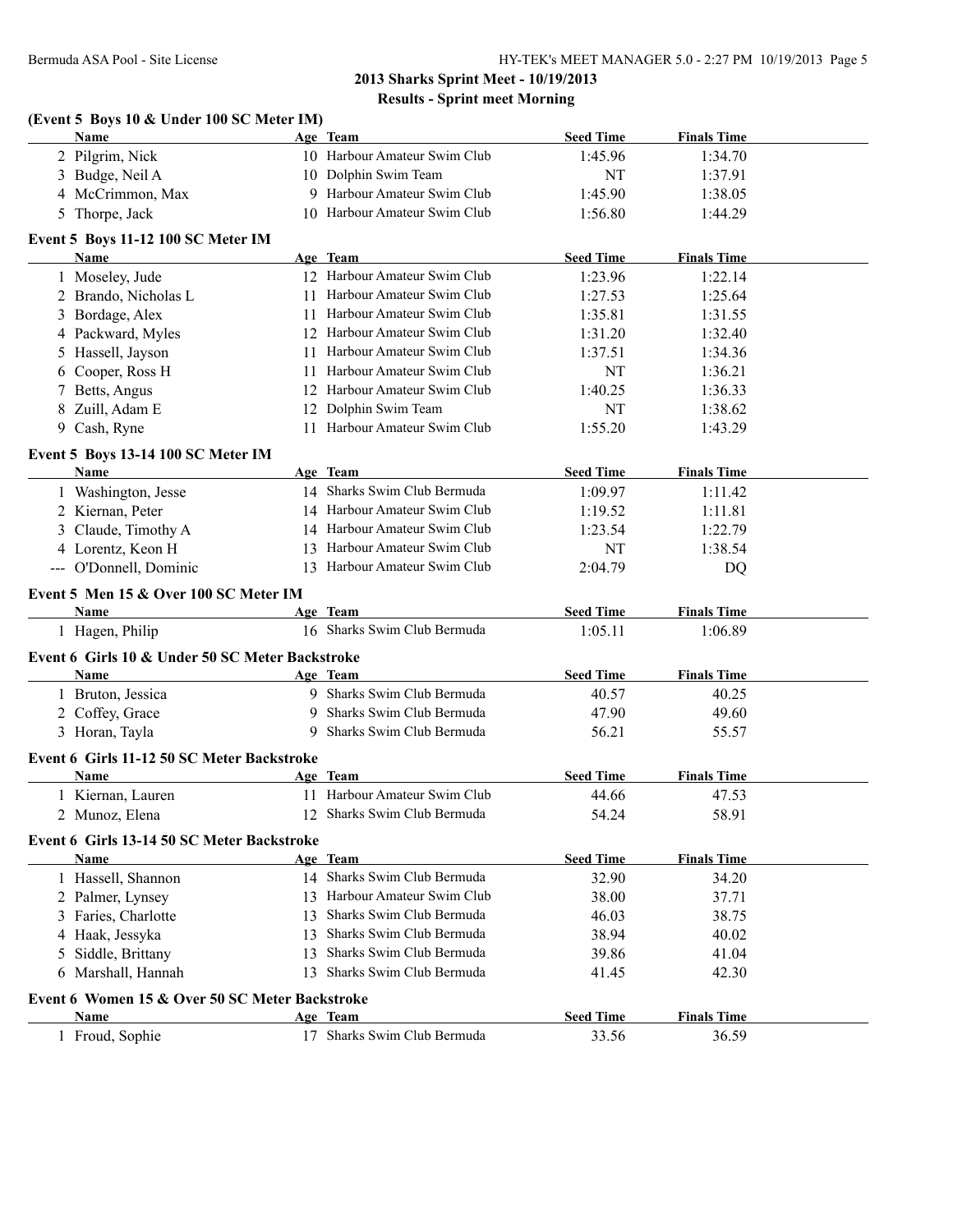## 2013 Sharks Sprint Meet - 10/19/2013

### Results - Sprint meet Morning

**(Event 5 Boys 10 & Under 100 SC Meter IM)**

| | Name | Age | Team | Seed Time | Finals Time |
|---|---|---|---|---|---|
| 2 | Pilgrim, Nick | 10 | Harbour Amateur Swim Club | 1:45.96 | 1:34.70 |
| 3 | Budge, Neil A | 10 | Dolphin Swim Team | NT | 1:37.91 |
| 4 | McCrimmon, Max | 9 | Harbour Amateur Swim Club | 1:45.90 | 1:38.05 |
| 5 | Thorpe, Jack | 10 | Harbour Amateur Swim Club | 1:56.80 | 1:44.29 |

**Event 5 Boys 11-12 100 SC Meter IM**

| | Name | Age | Team | Seed Time | Finals Time |
|---|---|---|---|---|---|
| 1 | Moseley, Jude | 12 | Harbour Amateur Swim Club | 1:23.96 | 1:22.14 |
| 2 | Brando, Nicholas L | 11 | Harbour Amateur Swim Club | 1:27.53 | 1:25.64 |
| 3 | Bordage, Alex | 11 | Harbour Amateur Swim Club | 1:35.81 | 1:31.55 |
| 4 | Packward, Myles | 12 | Harbour Amateur Swim Club | 1:31.20 | 1:32.40 |
| 5 | Hassell, Jayson | 11 | Harbour Amateur Swim Club | 1:37.51 | 1:34.36 |
| 6 | Cooper, Ross H | 11 | Harbour Amateur Swim Club | NT | 1:36.21 |
| 7 | Betts, Angus | 12 | Harbour Amateur Swim Club | 1:40.25 | 1:36.33 |
| 8 | Zuill, Adam E | 12 | Dolphin Swim Team | NT | 1:38.62 |
| 9 | Cash, Ryne | 11 | Harbour Amateur Swim Club | 1:55.20 | 1:43.29 |

**Event 5 Boys 13-14 100 SC Meter IM**

| | Name | Age | Team | Seed Time | Finals Time |
|---|---|---|---|---|---|
| 1 | Washington, Jesse | 14 | Sharks Swim Club Bermuda | 1:09.97 | 1:11.42 |
| 2 | Kiernan, Peter | 14 | Harbour Amateur Swim Club | 1:19.52 | 1:11.81 |
| 3 | Claude, Timothy A | 14 | Harbour Amateur Swim Club | 1:23.54 | 1:22.79 |
| 4 | Lorentz, Keon H | 13 | Harbour Amateur Swim Club | NT | 1:38.54 |
| --- | O'Donnell, Dominic | 13 | Harbour Amateur Swim Club | 2:04.79 | DQ |

**Event 5 Men 15 & Over 100 SC Meter IM**

| | Name | Age | Team | Seed Time | Finals Time |
|---|---|---|---|---|---|
| 1 | Hagen, Philip | 16 | Sharks Swim Club Bermuda | 1:05.11 | 1:06.89 |

**Event 6 Girls 10 & Under 50 SC Meter Backstroke**

| | Name | Age | Team | Seed Time | Finals Time |
|---|---|---|---|---|---|
| 1 | Bruton, Jessica | 9 | Sharks Swim Club Bermuda | 40.57 | 40.25 |
| 2 | Coffey, Grace | 9 | Sharks Swim Club Bermuda | 47.90 | 49.60 |
| 3 | Horan, Tayla | 9 | Sharks Swim Club Bermuda | 56.21 | 55.57 |

**Event 6 Girls 11-12 50 SC Meter Backstroke**

| | Name | Age | Team | Seed Time | Finals Time |
|---|---|---|---|---|---|
| 1 | Kiernan, Lauren | 11 | Harbour Amateur Swim Club | 44.66 | 47.53 |
| 2 | Munoz, Elena | 12 | Sharks Swim Club Bermuda | 54.24 | 58.91 |

**Event 6 Girls 13-14 50 SC Meter Backstroke**

| | Name | Age | Team | Seed Time | Finals Time |
|---|---|---|---|---|---|
| 1 | Hassell, Shannon | 14 | Sharks Swim Club Bermuda | 32.90 | 34.20 |
| 2 | Palmer, Lynsey | 13 | Harbour Amateur Swim Club | 38.00 | 37.71 |
| 3 | Faries, Charlotte | 13 | Sharks Swim Club Bermuda | 46.03 | 38.75 |
| 4 | Haak, Jessyka | 13 | Sharks Swim Club Bermuda | 38.94 | 40.02 |
| 5 | Siddle, Brittany | 13 | Sharks Swim Club Bermuda | 39.86 | 41.04 |
| 6 | Marshall, Hannah | 13 | Sharks Swim Club Bermuda | 41.45 | 42.30 |

**Event 6 Women 15 & Over 50 SC Meter Backstroke**

| | Name | Age | Team | Seed Time | Finals Time |
|---|---|---|---|---|---|
| 1 | Froud, Sophie | 17 | Sharks Swim Club Bermuda | 33.56 | 36.59 |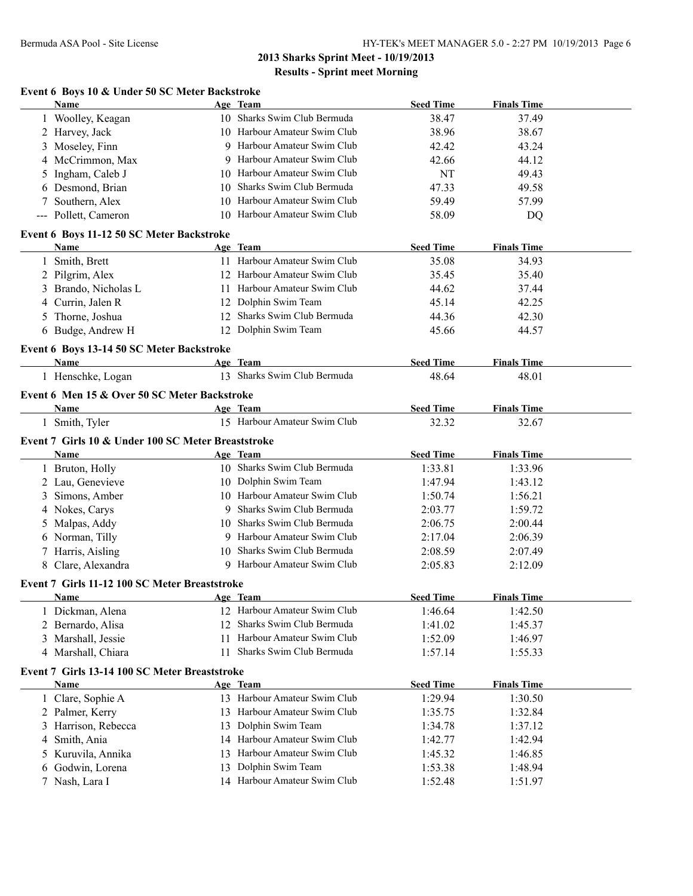**2013 Sharks Sprint Meet - 10/19/2013**

**Results - Sprint meet Morning**

### Event 6 Boys 10 & Under 50 SC Meter Backstroke

| | Name | Age | Team | Seed Time | Finals Time |
|---|---|---|---|---|---|
| 1 | Woolley, Keagan | 10 | Sharks Swim Club Bermuda | 38.47 | 37.49 |
| 2 | Harvey, Jack | 10 | Harbour Amateur Swim Club | 38.96 | 38.67 |
| 3 | Moseley, Finn | 9 | Harbour Amateur Swim Club | 42.42 | 43.24 |
| 4 | McCrimmon, Max | 9 | Harbour Amateur Swim Club | 42.66 | 44.12 |
| 5 | Ingham, Caleb J | 10 | Harbour Amateur Swim Club | NT | 49.43 |
| 6 | Desmond, Brian | 10 | Sharks Swim Club Bermuda | 47.33 | 49.58 |
| 7 | Southern, Alex | 10 | Harbour Amateur Swim Club | 59.49 | 57.99 |
| --- | Pollett, Cameron | 10 | Harbour Amateur Swim Club | 58.09 | DQ |

### Event 6 Boys 11-12 50 SC Meter Backstroke

| | Name | Age | Team | Seed Time | Finals Time |
|---|---|---|---|---|---|
| 1 | Smith, Brett | 11 | Harbour Amateur Swim Club | 35.08 | 34.93 |
| 2 | Pilgrim, Alex | 12 | Harbour Amateur Swim Club | 35.45 | 35.40 |
| 3 | Brando, Nicholas L | 11 | Harbour Amateur Swim Club | 44.62 | 37.44 |
| 4 | Currin, Jalen R | 12 | Dolphin Swim Team | 45.14 | 42.25 |
| 5 | Thorne, Joshua | 12 | Sharks Swim Club Bermuda | 44.36 | 42.30 |
| 6 | Budge, Andrew H | 12 | Dolphin Swim Team | 45.66 | 44.57 |

### Event 6 Boys 13-14 50 SC Meter Backstroke

| | Name | Age | Team | Seed Time | Finals Time |
|---|---|---|---|---|---|
| 1 | Henschke, Logan | 13 | Sharks Swim Club Bermuda | 48.64 | 48.01 |

### Event 6 Men 15 & Over 50 SC Meter Backstroke

| | Name | Age | Team | Seed Time | Finals Time |
|---|---|---|---|---|---|
| 1 | Smith, Tyler | 15 | Harbour Amateur Swim Club | 32.32 | 32.67 |

### Event 7 Girls 10 & Under 100 SC Meter Breaststroke

| | Name | Age | Team | Seed Time | Finals Time |
|---|---|---|---|---|---|
| 1 | Bruton, Holly | 10 | Sharks Swim Club Bermuda | 1:33.81 | 1:33.96 |
| 2 | Lau, Genevieve | 10 | Dolphin Swim Team | 1:47.94 | 1:43.12 |
| 3 | Simons, Amber | 10 | Harbour Amateur Swim Club | 1:50.74 | 1:56.21 |
| 4 | Nokes, Carys | 9 | Sharks Swim Club Bermuda | 2:03.77 | 1:59.72 |
| 5 | Malpas, Addy | 10 | Sharks Swim Club Bermuda | 2:06.75 | 2:00.44 |
| 6 | Norman, Tilly | 9 | Harbour Amateur Swim Club | 2:17.04 | 2:06.39 |
| 7 | Harris, Aisling | 10 | Sharks Swim Club Bermuda | 2:08.59 | 2:07.49 |
| 8 | Clare, Alexandra | 9 | Harbour Amateur Swim Club | 2:05.83 | 2:12.09 |

### Event 7 Girls 11-12 100 SC Meter Breaststroke

| | Name | Age | Team | Seed Time | Finals Time |
|---|---|---|---|---|---|
| 1 | Dickman, Alena | 12 | Harbour Amateur Swim Club | 1:46.64 | 1:42.50 |
| 2 | Bernardo, Alisa | 12 | Sharks Swim Club Bermuda | 1:41.02 | 1:45.37 |
| 3 | Marshall, Jessie | 11 | Harbour Amateur Swim Club | 1:52.09 | 1:46.97 |
| 4 | Marshall, Chiara | 11 | Sharks Swim Club Bermuda | 1:57.14 | 1:55.33 |

### Event 7 Girls 13-14 100 SC Meter Breaststroke

| | Name | Age | Team | Seed Time | Finals Time |
|---|---|---|---|---|---|
| 1 | Clare, Sophie A | 13 | Harbour Amateur Swim Club | 1:29.94 | 1:30.50 |
| 2 | Palmer, Kerry | 13 | Harbour Amateur Swim Club | 1:35.75 | 1:32.84 |
| 3 | Harrison, Rebecca | 13 | Dolphin Swim Team | 1:34.78 | 1:37.12 |
| 4 | Smith, Ania | 14 | Harbour Amateur Swim Club | 1:42.77 | 1:42.94 |
| 5 | Kuruvila, Annika | 13 | Harbour Amateur Swim Club | 1:45.32 | 1:46.85 |
| 6 | Godwin, Lorena | 13 | Dolphin Swim Team | 1:53.38 | 1:48.94 |
| 7 | Nash, Lara I | 14 | Harbour Amateur Swim Club | 1:52.48 | 1:51.97 |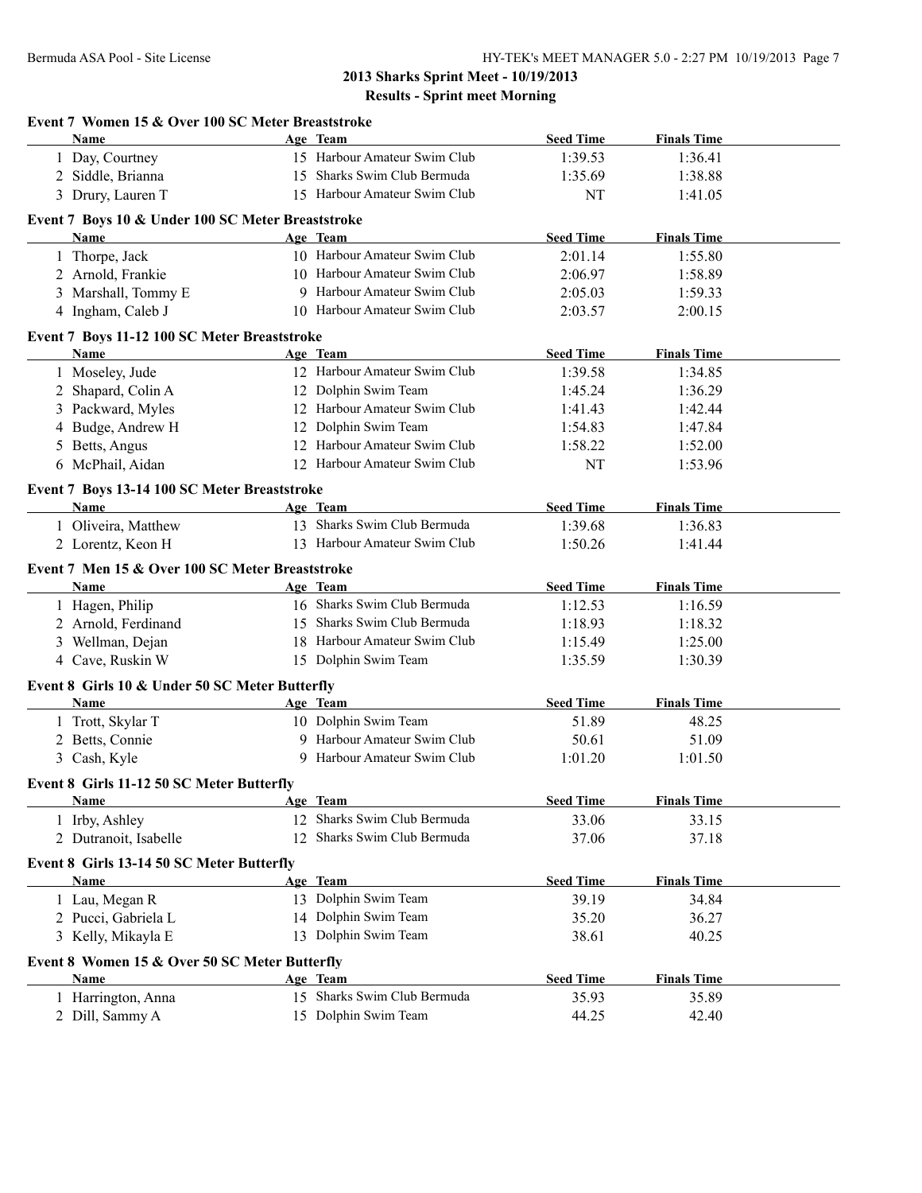**2013 Sharks Sprint Meet - 10/19/2013**

**Results - Sprint meet Morning**

### Event 7 Women 15 & Over 100 SC Meter Breaststroke

| | Name | Age | Team | Seed Time | Finals Time |
|---|---|---|---|---|---|
| 1 | Day, Courtney | 15 | Harbour Amateur Swim Club | 1:39.53 | 1:36.41 |
| 2 | Siddle, Brianna | 15 | Sharks Swim Club Bermuda | 1:35.69 | 1:38.88 |
| 3 | Drury, Lauren T | 15 | Harbour Amateur Swim Club | NT | 1:41.05 |

### Event 7 Boys 10 & Under 100 SC Meter Breaststroke

| | Name | Age | Team | Seed Time | Finals Time |
|---|---|---|---|---|---|
| 1 | Thorpe, Jack | 10 | Harbour Amateur Swim Club | 2:01.14 | 1:55.80 |
| 2 | Arnold, Frankie | 10 | Harbour Amateur Swim Club | 2:06.97 | 1:58.89 |
| 3 | Marshall, Tommy E | 9 | Harbour Amateur Swim Club | 2:05.03 | 1:59.33 |
| 4 | Ingham, Caleb J | 10 | Harbour Amateur Swim Club | 2:03.57 | 2:00.15 |

### Event 7 Boys 11-12 100 SC Meter Breaststroke

| | Name | Age | Team | Seed Time | Finals Time |
|---|---|---|---|---|---|
| 1 | Moseley, Jude | 12 | Harbour Amateur Swim Club | 1:39.58 | 1:34.85 |
| 2 | Shapard, Colin A | 12 | Dolphin Swim Team | 1:45.24 | 1:36.29 |
| 3 | Packward, Myles | 12 | Harbour Amateur Swim Club | 1:41.43 | 1:42.44 |
| 4 | Budge, Andrew H | 12 | Dolphin Swim Team | 1:54.83 | 1:47.84 |
| 5 | Betts, Angus | 12 | Harbour Amateur Swim Club | 1:58.22 | 1:52.00 |
| 6 | McPhail, Aidan | 12 | Harbour Amateur Swim Club | NT | 1:53.96 |

### Event 7 Boys 13-14 100 SC Meter Breaststroke

| | Name | Age | Team | Seed Time | Finals Time |
|---|---|---|---|---|---|
| 1 | Oliveira, Matthew | 13 | Sharks Swim Club Bermuda | 1:39.68 | 1:36.83 |
| 2 | Lorentz, Keon H | 13 | Harbour Amateur Swim Club | 1:50.26 | 1:41.44 |

### Event 7 Men 15 & Over 100 SC Meter Breaststroke

| | Name | Age | Team | Seed Time | Finals Time |
|---|---|---|---|---|---|
| 1 | Hagen, Philip | 16 | Sharks Swim Club Bermuda | 1:12.53 | 1:16.59 |
| 2 | Arnold, Ferdinand | 15 | Sharks Swim Club Bermuda | 1:18.93 | 1:18.32 |
| 3 | Wellman, Dejan | 18 | Harbour Amateur Swim Club | 1:15.49 | 1:25.00 |
| 4 | Cave, Ruskin W | 15 | Dolphin Swim Team | 1:35.59 | 1:30.39 |

### Event 8 Girls 10 & Under 50 SC Meter Butterfly

| | Name | Age | Team | Seed Time | Finals Time |
|---|---|---|---|---|---|
| 1 | Trott, Skylar T | 10 | Dolphin Swim Team | 51.89 | 48.25 |
| 2 | Betts, Connie | 9 | Harbour Amateur Swim Club | 50.61 | 51.09 |
| 3 | Cash, Kyle | 9 | Harbour Amateur Swim Club | 1:01.20 | 1:01.50 |

### Event 8 Girls 11-12 50 SC Meter Butterfly

| | Name | Age | Team | Seed Time | Finals Time |
|---|---|---|---|---|---|
| 1 | Irby, Ashley | 12 | Sharks Swim Club Bermuda | 33.06 | 33.15 |
| 2 | Dutranoit, Isabelle | 12 | Sharks Swim Club Bermuda | 37.06 | 37.18 |

### Event 8 Girls 13-14 50 SC Meter Butterfly

| | Name | Age | Team | Seed Time | Finals Time |
|---|---|---|---|---|---|
| 1 | Lau, Megan R | 13 | Dolphin Swim Team | 39.19 | 34.84 |
| 2 | Pucci, Gabriela L | 14 | Dolphin Swim Team | 35.20 | 36.27 |
| 3 | Kelly, Mikayla E | 13 | Dolphin Swim Team | 38.61 | 40.25 |

### Event 8 Women 15 & Over 50 SC Meter Butterfly

| | Name | Age | Team | Seed Time | Finals Time |
|---|---|---|---|---|---|
| 1 | Harrington, Anna | 15 | Sharks Swim Club Bermuda | 35.93 | 35.89 |
| 2 | Dill, Sammy A | 15 | Dolphin Swim Team | 44.25 | 42.40 |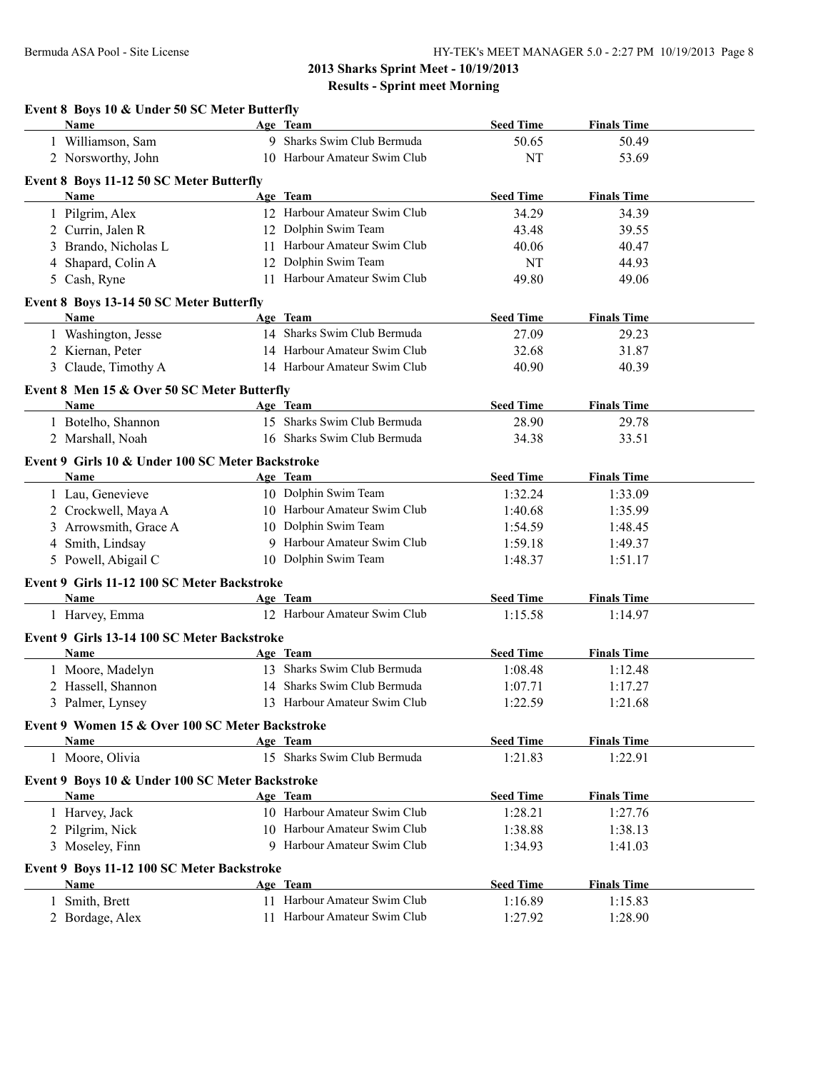## 2013 Sharks Sprint Meet - 10/19/2013

### Results - Sprint meet Morning

**Event 8 Boys 10 & Under 50 SC Meter Butterfly**

| | Name | Age | Team | Seed Time | Finals Time |
|---|---|---|---|---|---|
| 1 | Williamson, Sam | 9 | Sharks Swim Club Bermuda | 50.65 | 50.49 |
| 2 | Norsworthy, John | 10 | Harbour Amateur Swim Club | NT | 53.69 |

**Event 8 Boys 11-12 50 SC Meter Butterfly**

| | Name | Age | Team | Seed Time | Finals Time |
|---|---|---|---|---|---|
| 1 | Pilgrim, Alex | 12 | Harbour Amateur Swim Club | 34.29 | 34.39 |
| 2 | Currin, Jalen R | 12 | Dolphin Swim Team | 43.48 | 39.55 |
| 3 | Brando, Nicholas L | 11 | Harbour Amateur Swim Club | 40.06 | 40.47 |
| 4 | Shapard, Colin A | 12 | Dolphin Swim Team | NT | 44.93 |
| 5 | Cash, Ryne | 11 | Harbour Amateur Swim Club | 49.80 | 49.06 |

**Event 8 Boys 13-14 50 SC Meter Butterfly**

| | Name | Age | Team | Seed Time | Finals Time |
|---|---|---|---|---|---|
| 1 | Washington, Jesse | 14 | Sharks Swim Club Bermuda | 27.09 | 29.23 |
| 2 | Kiernan, Peter | 14 | Harbour Amateur Swim Club | 32.68 | 31.87 |
| 3 | Claude, Timothy A | 14 | Harbour Amateur Swim Club | 40.90 | 40.39 |

**Event 8 Men 15 & Over 50 SC Meter Butterfly**

| | Name | Age | Team | Seed Time | Finals Time |
|---|---|---|---|---|---|
| 1 | Botelho, Shannon | 15 | Sharks Swim Club Bermuda | 28.90 | 29.78 |
| 2 | Marshall, Noah | 16 | Sharks Swim Club Bermuda | 34.38 | 33.51 |

**Event 9 Girls 10 & Under 100 SC Meter Backstroke**

| | Name | Age | Team | Seed Time | Finals Time |
|---|---|---|---|---|---|
| 1 | Lau, Genevieve | 10 | Dolphin Swim Team | 1:32.24 | 1:33.09 |
| 2 | Crockwell, Maya A | 10 | Harbour Amateur Swim Club | 1:40.68 | 1:35.99 |
| 3 | Arrowsmith, Grace A | 10 | Dolphin Swim Team | 1:54.59 | 1:48.45 |
| 4 | Smith, Lindsay | 9 | Harbour Amateur Swim Club | 1:59.18 | 1:49.37 |
| 5 | Powell, Abigail C | 10 | Dolphin Swim Team | 1:48.37 | 1:51.17 |

**Event 9 Girls 11-12 100 SC Meter Backstroke**

| | Name | Age | Team | Seed Time | Finals Time |
|---|---|---|---|---|---|
| 1 | Harvey, Emma | 12 | Harbour Amateur Swim Club | 1:15.58 | 1:14.97 |

**Event 9 Girls 13-14 100 SC Meter Backstroke**

| | Name | Age | Team | Seed Time | Finals Time |
|---|---|---|---|---|---|
| 1 | Moore, Madelyn | 13 | Sharks Swim Club Bermuda | 1:08.48 | 1:12.48 |
| 2 | Hassell, Shannon | 14 | Sharks Swim Club Bermuda | 1:07.71 | 1:17.27 |
| 3 | Palmer, Lynsey | 13 | Harbour Amateur Swim Club | 1:22.59 | 1:21.68 |

**Event 9 Women 15 & Over 100 SC Meter Backstroke**

| | Name | Age | Team | Seed Time | Finals Time |
|---|---|---|---|---|---|
| 1 | Moore, Olivia | 15 | Sharks Swim Club Bermuda | 1:21.83 | 1:22.91 |

**Event 9 Boys 10 & Under 100 SC Meter Backstroke**

| | Name | Age | Team | Seed Time | Finals Time |
|---|---|---|---|---|---|
| 1 | Harvey, Jack | 10 | Harbour Amateur Swim Club | 1:28.21 | 1:27.76 |
| 2 | Pilgrim, Nick | 10 | Harbour Amateur Swim Club | 1:38.88 | 1:38.13 |
| 3 | Moseley, Finn | 9 | Harbour Amateur Swim Club | 1:34.93 | 1:41.03 |

**Event 9 Boys 11-12 100 SC Meter Backstroke**

| | Name | Age | Team | Seed Time | Finals Time |
|---|---|---|---|---|---|
| 1 | Smith, Brett | 11 | Harbour Amateur Swim Club | 1:16.89 | 1:15.83 |
| 2 | Bordage, Alex | 11 | Harbour Amateur Swim Club | 1:27.92 | 1:28.90 |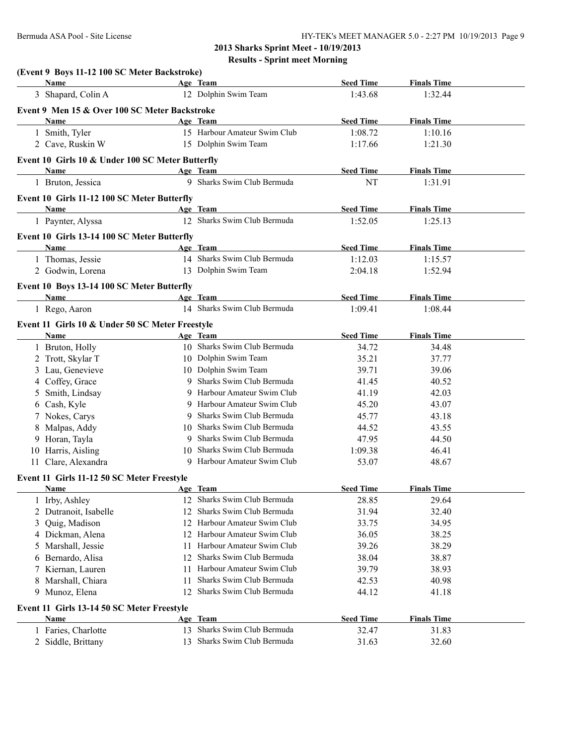## 2013 Sharks Sprint Meet - 10/19/2013

### Results - Sprint meet Morning

**(Event 9 Boys 11-12 100 SC Meter Backstroke)**

| | Name | Age | Team | Seed Time | Finals Time |
|---|---|---|---|---|---|
| 3 | Shapard, Colin A | 12 | Dolphin Swim Team | 1:43.68 | 1:32.44 |

**Event 9 Men 15 & Over 100 SC Meter Backstroke**

| | Name | Age | Team | Seed Time | Finals Time |
|---|---|---|---|---|---|
| 1 | Smith, Tyler | 15 | Harbour Amateur Swim Club | 1:08.72 | 1:10.16 |
| 2 | Cave, Ruskin W | 15 | Dolphin Swim Team | 1:17.66 | 1:21.30 |

**Event 10 Girls 10 & Under 100 SC Meter Butterfly**

| | Name | Age | Team | Seed Time | Finals Time |
|---|---|---|---|---|---|
| 1 | Bruton, Jessica | 9 | Sharks Swim Club Bermuda | NT | 1:31.91 |

**Event 10 Girls 11-12 100 SC Meter Butterfly**

| | Name | Age | Team | Seed Time | Finals Time |
|---|---|---|---|---|---|
| 1 | Paynter, Alyssa | 12 | Sharks Swim Club Bermuda | 1:52.05 | 1:25.13 |

**Event 10 Girls 13-14 100 SC Meter Butterfly**

| | Name | Age | Team | Seed Time | Finals Time |
|---|---|---|---|---|---|
| 1 | Thomas, Jessie | 14 | Sharks Swim Club Bermuda | 1:12.03 | 1:15.57 |
| 2 | Godwin, Lorena | 13 | Dolphin Swim Team | 2:04.18 | 1:52.94 |

**Event 10 Boys 13-14 100 SC Meter Butterfly**

| | Name | Age | Team | Seed Time | Finals Time |
|---|---|---|---|---|---|
| 1 | Rego, Aaron | 14 | Sharks Swim Club Bermuda | 1:09.41 | 1:08.44 |

**Event 11 Girls 10 & Under 50 SC Meter Freestyle**

| | Name | Age | Team | Seed Time | Finals Time |
|---|---|---|---|---|---|
| 1 | Bruton, Holly | 10 | Sharks Swim Club Bermuda | 34.72 | 34.48 |
| 2 | Trott, Skylar T | 10 | Dolphin Swim Team | 35.21 | 37.77 |
| 3 | Lau, Genevieve | 10 | Dolphin Swim Team | 39.71 | 39.06 |
| 4 | Coffey, Grace | 9 | Sharks Swim Club Bermuda | 41.45 | 40.52 |
| 5 | Smith, Lindsay | 9 | Harbour Amateur Swim Club | 41.19 | 42.03 |
| 6 | Cash, Kyle | 9 | Harbour Amateur Swim Club | 45.20 | 43.07 |
| 7 | Nokes, Carys | 9 | Sharks Swim Club Bermuda | 45.77 | 43.18 |
| 8 | Malpas, Addy | 10 | Sharks Swim Club Bermuda | 44.52 | 43.55 |
| 9 | Horan, Tayla | 9 | Sharks Swim Club Bermuda | 47.95 | 44.50 |
| 10 | Harris, Aisling | 10 | Sharks Swim Club Bermuda | 1:09.38 | 46.41 |
| 11 | Clare, Alexandra | 9 | Harbour Amateur Swim Club | 53.07 | 48.67 |

**Event 11 Girls 11-12 50 SC Meter Freestyle**

| | Name | Age | Team | Seed Time | Finals Time |
|---|---|---|---|---|---|
| 1 | Irby, Ashley | 12 | Sharks Swim Club Bermuda | 28.85 | 29.64 |
| 2 | Dutranoit, Isabelle | 12 | Sharks Swim Club Bermuda | 31.94 | 32.40 |
| 3 | Quig, Madison | 12 | Harbour Amateur Swim Club | 33.75 | 34.95 |
| 4 | Dickman, Alena | 12 | Harbour Amateur Swim Club | 36.05 | 38.25 |
| 5 | Marshall, Jessie | 11 | Harbour Amateur Swim Club | 39.26 | 38.29 |
| 6 | Bernardo, Alisa | 12 | Sharks Swim Club Bermuda | 38.04 | 38.87 |
| 7 | Kiernan, Lauren | 11 | Harbour Amateur Swim Club | 39.79 | 38.93 |
| 8 | Marshall, Chiara | 11 | Sharks Swim Club Bermuda | 42.53 | 40.98 |
| 9 | Munoz, Elena | 12 | Sharks Swim Club Bermuda | 44.12 | 41.18 |

**Event 11 Girls 13-14 50 SC Meter Freestyle**

| | Name | Age | Team | Seed Time | Finals Time |
|---|---|---|---|---|---|
| 1 | Faries, Charlotte | 13 | Sharks Swim Club Bermuda | 32.47 | 31.83 |
| 2 | Siddle, Brittany | 13 | Sharks Swim Club Bermuda | 31.63 | 32.60 |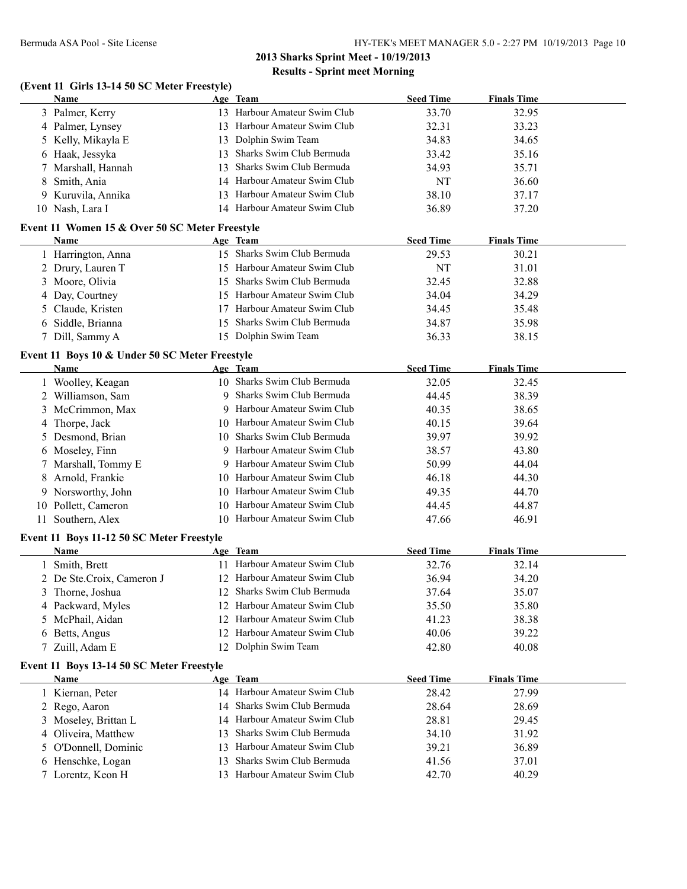## 2013 Sharks Sprint Meet - 10/19/2013

### Results - Sprint meet Morning

#### (Event 11 Girls 13-14 50 SC Meter Freestyle)

| | Name | Age | Team | Seed Time | Finals Time |
|---|---|---|---|---|---|
| 3 | Palmer, Kerry | 13 | Harbour Amateur Swim Club | 33.70 | 32.95 |
| 4 | Palmer, Lynsey | 13 | Harbour Amateur Swim Club | 32.31 | 33.23 |
| 5 | Kelly, Mikayla E | 13 | Dolphin Swim Team | 34.83 | 34.65 |
| 6 | Haak, Jessyka | 13 | Sharks Swim Club Bermuda | 33.42 | 35.16 |
| 7 | Marshall, Hannah | 13 | Sharks Swim Club Bermuda | 34.93 | 35.71 |
| 8 | Smith, Ania | 14 | Harbour Amateur Swim Club | NT | 36.60 |
| 9 | Kuruvila, Annika | 13 | Harbour Amateur Swim Club | 38.10 | 37.17 |
| 10 | Nash, Lara I | 14 | Harbour Amateur Swim Club | 36.89 | 37.20 |

#### Event 11 Women 15 & Over 50 SC Meter Freestyle

| | Name | Age | Team | Seed Time | Finals Time |
|---|---|---|---|---|---|
| 1 | Harrington, Anna | 15 | Sharks Swim Club Bermuda | 29.53 | 30.21 |
| 2 | Drury, Lauren T | 15 | Harbour Amateur Swim Club | NT | 31.01 |
| 3 | Moore, Olivia | 15 | Sharks Swim Club Bermuda | 32.45 | 32.88 |
| 4 | Day, Courtney | 15 | Harbour Amateur Swim Club | 34.04 | 34.29 |
| 5 | Claude, Kristen | 17 | Harbour Amateur Swim Club | 34.45 | 35.48 |
| 6 | Siddle, Brianna | 15 | Sharks Swim Club Bermuda | 34.87 | 35.98 |
| 7 | Dill, Sammy A | 15 | Dolphin Swim Team | 36.33 | 38.15 |

#### Event 11 Boys 10 & Under 50 SC Meter Freestyle

| | Name | Age | Team | Seed Time | Finals Time |
|---|---|---|---|---|---|
| 1 | Woolley, Keagan | 10 | Sharks Swim Club Bermuda | 32.05 | 32.45 |
| 2 | Williamson, Sam | 9 | Sharks Swim Club Bermuda | 44.45 | 38.39 |
| 3 | McCrimmon, Max | 9 | Harbour Amateur Swim Club | 40.35 | 38.65 |
| 4 | Thorpe, Jack | 10 | Harbour Amateur Swim Club | 40.15 | 39.64 |
| 5 | Desmond, Brian | 10 | Sharks Swim Club Bermuda | 39.97 | 39.92 |
| 6 | Moseley, Finn | 9 | Harbour Amateur Swim Club | 38.57 | 43.80 |
| 7 | Marshall, Tommy E | 9 | Harbour Amateur Swim Club | 50.99 | 44.04 |
| 8 | Arnold, Frankie | 10 | Harbour Amateur Swim Club | 46.18 | 44.30 |
| 9 | Norsworthy, John | 10 | Harbour Amateur Swim Club | 49.35 | 44.70 |
| 10 | Pollett, Cameron | 10 | Harbour Amateur Swim Club | 44.45 | 44.87 |
| 11 | Southern, Alex | 10 | Harbour Amateur Swim Club | 47.66 | 46.91 |

#### Event 11 Boys 11-12 50 SC Meter Freestyle

| | Name | Age | Team | Seed Time | Finals Time |
|---|---|---|---|---|---|
| 1 | Smith, Brett | 11 | Harbour Amateur Swim Club | 32.76 | 32.14 |
| 2 | De Ste.Croix, Cameron J | 12 | Harbour Amateur Swim Club | 36.94 | 34.20 |
| 3 | Thorne, Joshua | 12 | Sharks Swim Club Bermuda | 37.64 | 35.07 |
| 4 | Packward, Myles | 12 | Harbour Amateur Swim Club | 35.50 | 35.80 |
| 5 | McPhail, Aidan | 12 | Harbour Amateur Swim Club | 41.23 | 38.38 |
| 6 | Betts, Angus | 12 | Harbour Amateur Swim Club | 40.06 | 39.22 |
| 7 | Zuill, Adam E | 12 | Dolphin Swim Team | 42.80 | 40.08 |

#### Event 11 Boys 13-14 50 SC Meter Freestyle

| | Name | Age | Team | Seed Time | Finals Time |
|---|---|---|---|---|---|
| 1 | Kiernan, Peter | 14 | Harbour Amateur Swim Club | 28.42 | 27.99 |
| 2 | Rego, Aaron | 14 | Sharks Swim Club Bermuda | 28.64 | 28.69 |
| 3 | Moseley, Brittan L | 14 | Harbour Amateur Swim Club | 28.81 | 29.45 |
| 4 | Oliveira, Matthew | 13 | Sharks Swim Club Bermuda | 34.10 | 31.92 |
| 5 | O'Donnell, Dominic | 13 | Harbour Amateur Swim Club | 39.21 | 36.89 |
| 6 | Henschke, Logan | 13 | Sharks Swim Club Bermuda | 41.56 | 37.01 |
| 7 | Lorentz, Keon H | 13 | Harbour Amateur Swim Club | 42.70 | 40.29 |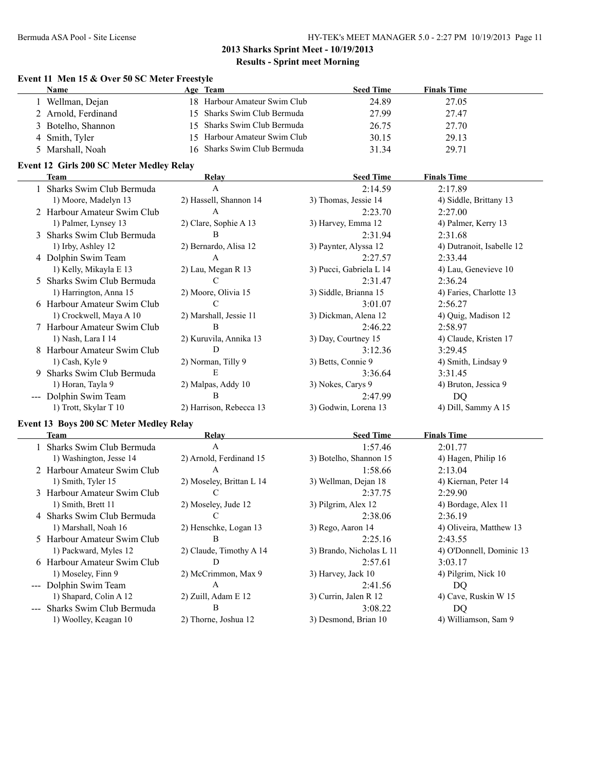## 2013 Sharks Sprint Meet - 10/19/2013

### Results - Sprint meet Morning

### Event 11 Men 15 & Over 50 SC Meter Freestyle

| | Name | Age | Team | Seed Time | Finals Time |
|---|---|---|---|---|---|
| 1 | Wellman, Dejan | 18 | Harbour Amateur Swim Club | 24.89 | 27.05 |
| 2 | Arnold, Ferdinand | 15 | Sharks Swim Club Bermuda | 27.99 | 27.47 |
| 3 | Botelho, Shannon | 15 | Sharks Swim Club Bermuda | 26.75 | 27.70 |
| 4 | Smith, Tyler | 15 | Harbour Amateur Swim Club | 30.15 | 29.13 |
| 5 | Marshall, Noah | 16 | Sharks Swim Club Bermuda | 31.34 | 29.71 |

### Event 12 Girls 200 SC Meter Medley Relay

| | Team | Relay | Seed Time | Finals Time |
|---|---|---|---|---|
| 1 | Sharks Swim Club Bermuda | A | 2:14.59 | 2:17.89 |
| | 1) Moore, Madelyn 13 | 2) Hassell, Shannon 14 | 3) Thomas, Jessie 14 | 4) Siddle, Brittany 13 |
| 2 | Harbour Amateur Swim Club | A | 2:23.70 | 2:27.00 |
| | 1) Palmer, Lynsey 13 | 2) Clare, Sophie A 13 | 3) Harvey, Emma 12 | 4) Palmer, Kerry 13 |
| 3 | Sharks Swim Club Bermuda | B | 2:31.94 | 2:31.68 |
| | 1) Irby, Ashley 12 | 2) Bernardo, Alisa 12 | 3) Paynter, Alyssa 12 | 4) Dutranoit, Isabelle 12 |
| 4 | Dolphin Swim Team | A | 2:27.57 | 2:33.44 |
| | 1) Kelly, Mikayla E 13 | 2) Lau, Megan R 13 | 3) Pucci, Gabriela L 14 | 4) Lau, Genevieve 10 |
| 5 | Sharks Swim Club Bermuda | C | 2:31.47 | 2:36.24 |
| | 1) Harrington, Anna 15 | 2) Moore, Olivia 15 | 3) Siddle, Brianna 15 | 4) Faries, Charlotte 13 |
| 6 | Harbour Amateur Swim Club | C | 3:01.07 | 2:56.27 |
| | 1) Crockwell, Maya A 10 | 2) Marshall, Jessie 11 | 3) Dickman, Alena 12 | 4) Quig, Madison 12 |
| 7 | Harbour Amateur Swim Club | B | 2:46.22 | 2:58.97 |
| | 1) Nash, Lara I 14 | 2) Kuruvila, Annika 13 | 3) Day, Courtney 15 | 4) Claude, Kristen 17 |
| 8 | Harbour Amateur Swim Club | D | 3:12.36 | 3:29.45 |
| | 1) Cash, Kyle 9 | 2) Norman, Tilly 9 | 3) Betts, Connie 9 | 4) Smith, Lindsay 9 |
| 9 | Sharks Swim Club Bermuda | E | 3:36.64 | 3:31.45 |
| | 1) Horan, Tayla 9 | 2) Malpas, Addy 10 | 3) Nokes, Carys 9 | 4) Bruton, Jessica 9 |
| --- | Dolphin Swim Team | B | 2:47.99 | DQ |
| | 1) Trott, Skylar T 10 | 2) Harrison, Rebecca 13 | 3) Godwin, Lorena 13 | 4) Dill, Sammy A 15 |

### Event 13 Boys 200 SC Meter Medley Relay

| | Team | Relay | Seed Time | Finals Time |
|---|---|---|---|---|
| 1 | Sharks Swim Club Bermuda | A | 1:57.46 | 2:01.77 |
| | 1) Washington, Jesse 14 | 2) Arnold, Ferdinand 15 | 3) Botelho, Shannon 15 | 4) Hagen, Philip 16 |
| 2 | Harbour Amateur Swim Club | A | 1:58.66 | 2:13.04 |
| | 1) Smith, Tyler 15 | 2) Moseley, Brittan L 14 | 3) Wellman, Dejan 18 | 4) Kiernan, Peter 14 |
| 3 | Harbour Amateur Swim Club | C | 2:37.75 | 2:29.90 |
| | 1) Smith, Brett 11 | 2) Moseley, Jude 12 | 3) Pilgrim, Alex 12 | 4) Bordage, Alex 11 |
| 4 | Sharks Swim Club Bermuda | C | 2:38.06 | 2:36.19 |
| | 1) Marshall, Noah 16 | 2) Henschke, Logan 13 | 3) Rego, Aaron 14 | 4) Oliveira, Matthew 13 |
| 5 | Harbour Amateur Swim Club | B | 2:25.16 | 2:43.55 |
| | 1) Packward, Myles 12 | 2) Claude, Timothy A 14 | 3) Brando, Nicholas L 11 | 4) O'Donnell, Dominic 13 |
| 6 | Harbour Amateur Swim Club | D | 2:57.61 | 3:03.17 |
| | 1) Moseley, Finn 9 | 2) McCrimmon, Max 9 | 3) Harvey, Jack 10 | 4) Pilgrim, Nick 10 |
| --- | Dolphin Swim Team | A | 2:41.56 | DQ |
| | 1) Shapard, Colin A 12 | 2) Zuill, Adam E 12 | 3) Currin, Jalen R 12 | 4) Cave, Ruskin W 15 |
| --- | Sharks Swim Club Bermuda | B | 3:08.22 | DQ |
| | 1) Woolley, Keagan 10 | 2) Thorne, Joshua 12 | 3) Desmond, Brian 10 | 4) Williamson, Sam 9 |